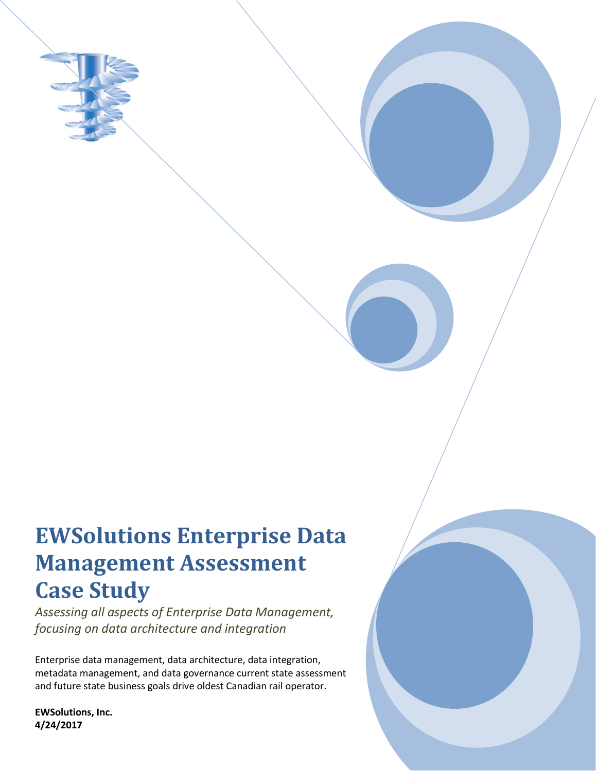# EWSolutions Enterprise Data Management Assessment Case Study

*Assessing all aspects of Enterprise Data Management, focusing on data architecture and integration*

Enterprise data management, data architecture, data integration, metadata management, and data governance current state assessment and future state business goals drive oldest Canadian rail operator.

**EWSolutions, Inc.**
**4/24/2017**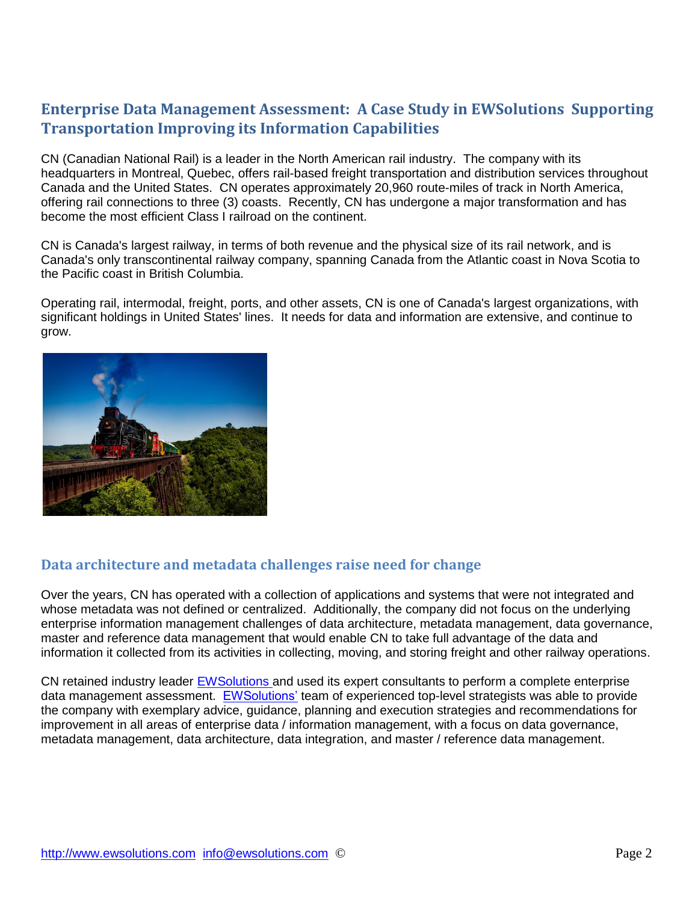## Enterprise Data Management Assessment: A Case Study in EWSolutions Supporting Transportation Improving its Information Capabilities

CN (Canadian National Rail) is a leader in the North American rail industry. The company with its headquarters in Montreal, Quebec, offers rail-based freight transportation and distribution services throughout Canada and the United States. CN operates approximately 20,960 route-miles of track in North America, offering rail connections to three (3) coasts. Recently, CN has undergone a major transformation and has become the most efficient Class I railroad on the continent.

CN is Canada's largest railway, in terms of both revenue and the physical size of its rail network, and is Canada's only transcontinental railway company, spanning Canada from the Atlantic coast in Nova Scotia to the Pacific coast in British Columbia.

Operating rail, intermodal, freight, ports, and other assets, CN is one of Canada's largest organizations, with significant holdings in United States' lines. It needs for data and information are extensive, and continue to grow.

### Data architecture and metadata challenges raise need for change

Over the years, CN has operated with a collection of applications and systems that were not integrated and whose metadata was not defined or centralized. Additionally, the company did not focus on the underlying enterprise information management challenges of data architecture, metadata management, data governance, master and reference data management that would enable CN to take full advantage of the data and information it collected from its activities in collecting, moving, and storing freight and other railway operations.

CN retained industry leader EWSolutions and used its expert consultants to perform a complete enterprise data management assessment. EWSolutions' team of experienced top-level strategists was able to provide the company with exemplary advice, guidance, planning and execution strategies and recommendations for improvement in all areas of enterprise data / information management, with a focus on data governance, metadata management, data architecture, data integration, and master / reference data management.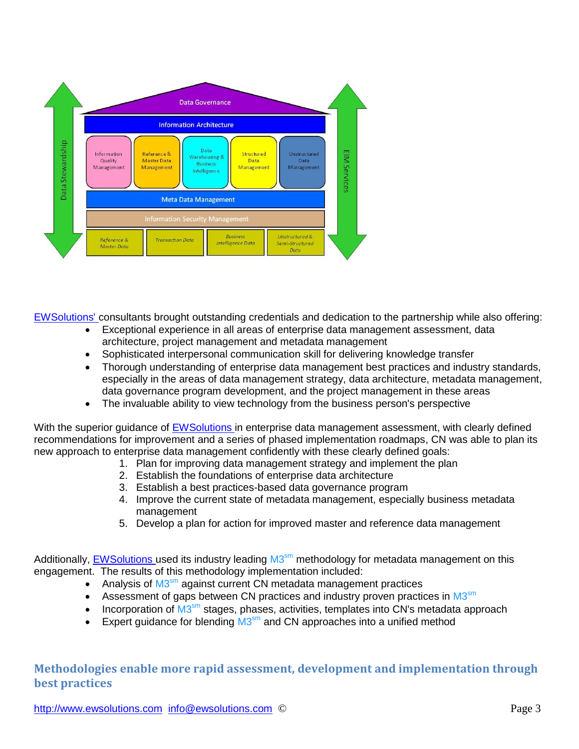EWSolutions' consultants brought outstanding credentials and dedication to the partnership while also offering:

- Exceptional experience in all areas of enterprise data management assessment, data architecture, project management and metadata management
- Sophisticated interpersonal communication skill for delivering knowledge transfer
- Thorough understanding of enterprise data management best practices and industry standards, especially in the areas of data management strategy, data architecture, metadata management, data governance program development, and the project management in these areas
- The invaluable ability to view technology from the business person's perspective

With the superior guidance of EWSolutions in enterprise data management assessment, with clearly defined recommendations for improvement and a series of phased implementation roadmaps, CN was able to plan its new approach to enterprise data management confidently with these clearly defined goals:

1. Plan for improving data management strategy and implement the plan
2. Establish the foundations of enterprise data architecture
3. Establish a best practices-based data governance program
4. Improve the current state of metadata management, especially business metadata management
5. Develop a plan for action for improved master and reference data management

Additionally, EWSolutions used its industry leading M3[sm] methodology for metadata management on this engagement. The results of this methodology implementation included:

- Analysis of M3[sm] against current CN metadata management practices
- Assessment of gaps between CN practices and industry proven practices in M3[sm]
- Incorporation of M3[sm] stages, phases, activities, templates into CN's metadata approach
- Expert guidance for blending M3[sm] and CN approaches into a unified method

## Methodologies enable more rapid assessment, development and implementation through best practices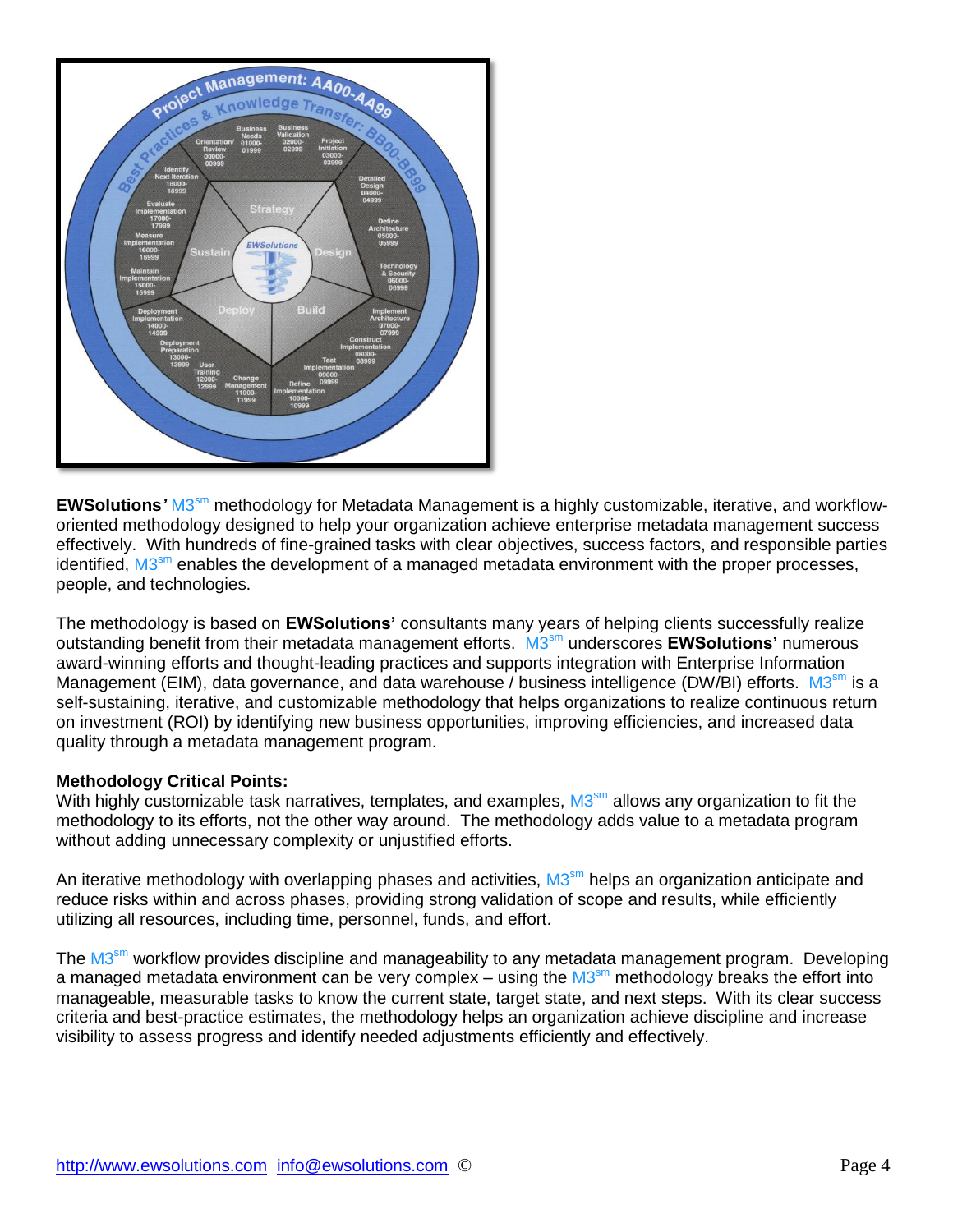**EWSolutions'** M3[sm] methodology for Metadata Management is a highly customizable, iterative, and workflow-oriented methodology designed to help your organization achieve enterprise metadata management success effectively. With hundreds of fine-grained tasks with clear objectives, success factors, and responsible parties identified, M3[sm] enables the development of a managed metadata environment with the proper processes, people, and technologies.

The methodology is based on **EWSolutions'** consultants many years of helping clients successfully realize outstanding benefit from their metadata management efforts. M3[sm] underscores **EWSolutions'** numerous award-winning efforts and thought-leading practices and supports integration with Enterprise Information Management (EIM), data governance, and data warehouse / business intelligence (DW/BI) efforts. M3[sm] is a self-sustaining, iterative, and customizable methodology that helps organizations to realize continuous return on investment (ROI) by identifying new business opportunities, improving efficiencies, and increased data quality through a metadata management program.

**Methodology Critical Points:**

With highly customizable task narratives, templates, and examples, M3[sm] allows any organization to fit the methodology to its efforts, not the other way around. The methodology adds value to a metadata program without adding unnecessary complexity or unjustified efforts.

An iterative methodology with overlapping phases and activities, M3[sm] helps an organization anticipate and reduce risks within and across phases, providing strong validation of scope and results, while efficiently utilizing all resources, including time, personnel, funds, and effort.

The M3[sm] workflow provides discipline and manageability to any metadata management program. Developing a managed metadata environment can be very complex – using the M3[sm] methodology breaks the effort into manageable, measurable tasks to know the current state, target state, and next steps. With its clear success criteria and best-practice estimates, the methodology helps an organization achieve discipline and increase visibility to assess progress and identify needed adjustments efficiently and effectively.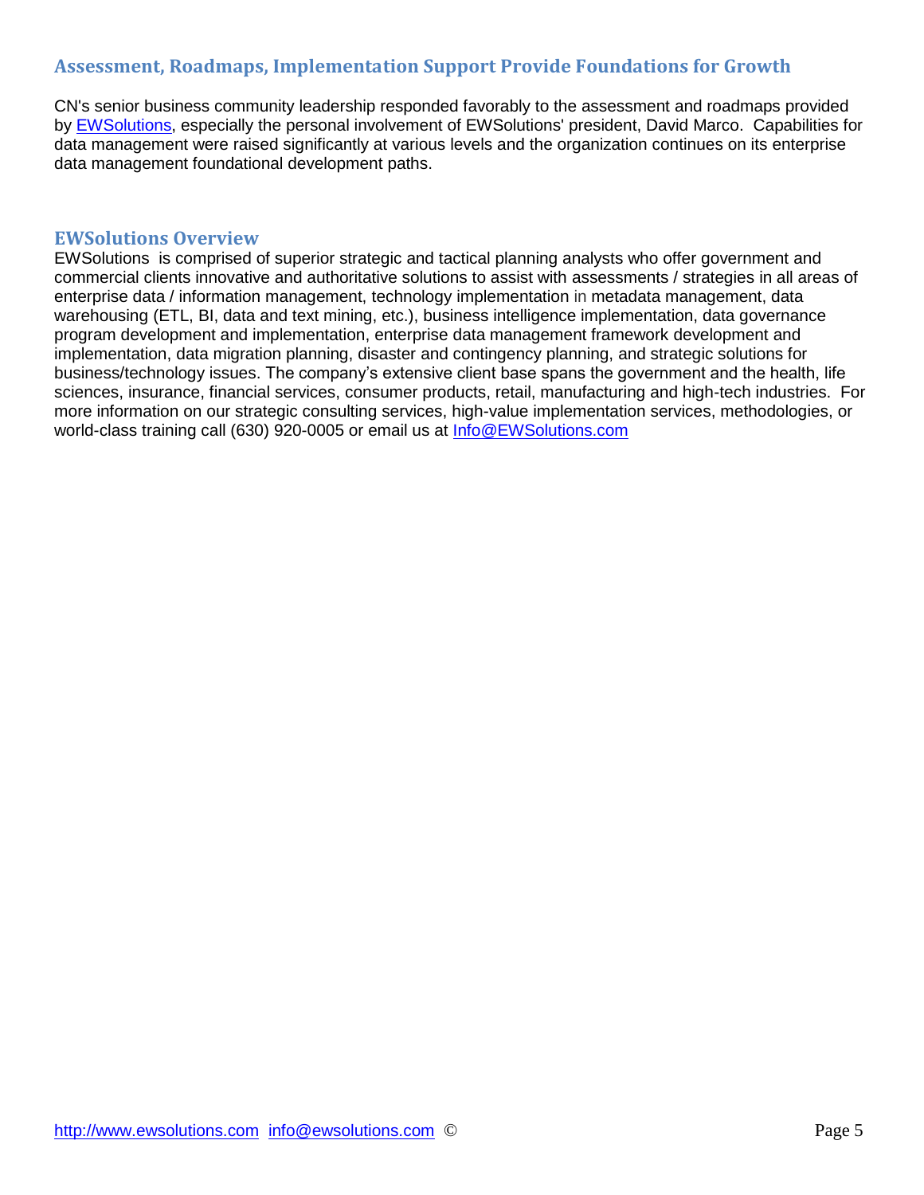## Assessment, Roadmaps, Implementation Support Provide Foundations for Growth

CN's senior business community leadership responded favorably to the assessment and roadmaps provided by EWSolutions, especially the personal involvement of EWSolutions' president, David Marco. Capabilities for data management were raised significantly at various levels and the organization continues on its enterprise data management foundational development paths.

## EWSolutions Overview

EWSolutions is comprised of superior strategic and tactical planning analysts who offer government and commercial clients innovative and authoritative solutions to assist with assessments / strategies in all areas of enterprise data / information management, technology implementation in metadata management, data warehousing (ETL, BI, data and text mining, etc.), business intelligence implementation, data governance program development and implementation, enterprise data management framework development and implementation, data migration planning, disaster and contingency planning, and strategic solutions for business/technology issues. The company's extensive client base spans the government and the health, life sciences, insurance, financial services, consumer products, retail, manufacturing and high-tech industries. For more information on our strategic consulting services, high-value implementation services, methodologies, or world-class training call (630) 920-0005 or email us at Info@EWSolutions.com